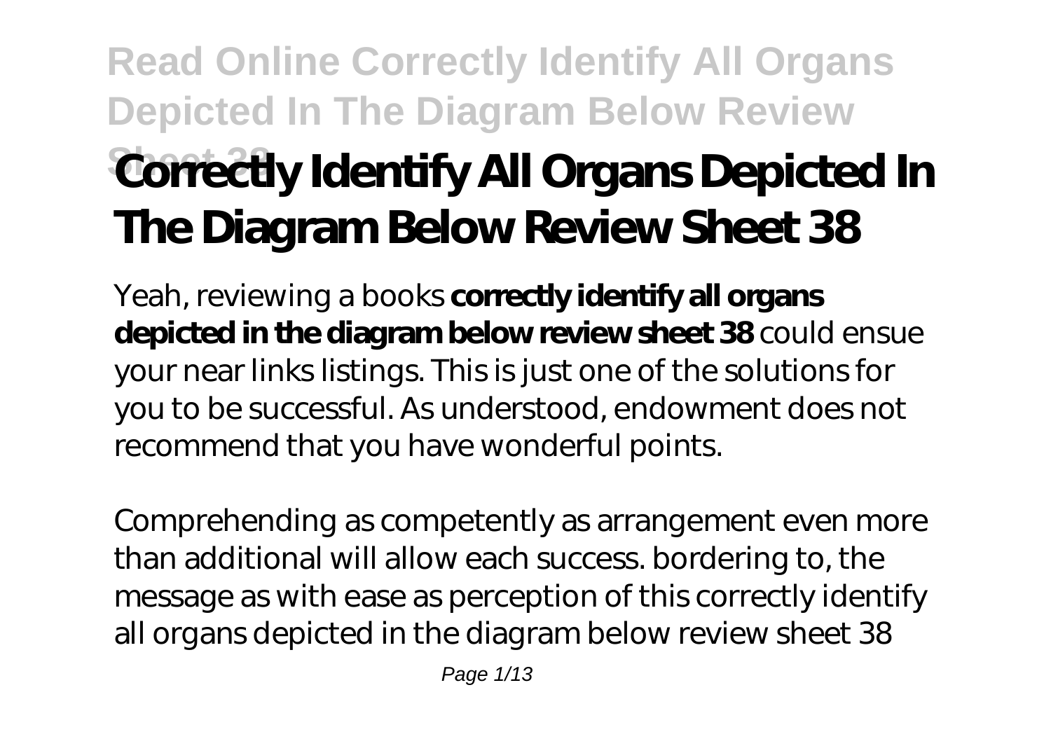# Correctly Identify All Organs Depicted In The Diagram Below Review Sheet 38

Yeah, reviewing a books **correctly identify all organs depicted in the diagram below review sheet 38** could ensue your near links listings. This is just one of the solutions for you to be successful. As understood, endowment does not recommend that you have wonderful points.

Comprehending as competently as arrangement even more than additional will allow each success. bordering to, the message as with ease as perception of this correctly identify all organs depicted in the diagram below review sheet 38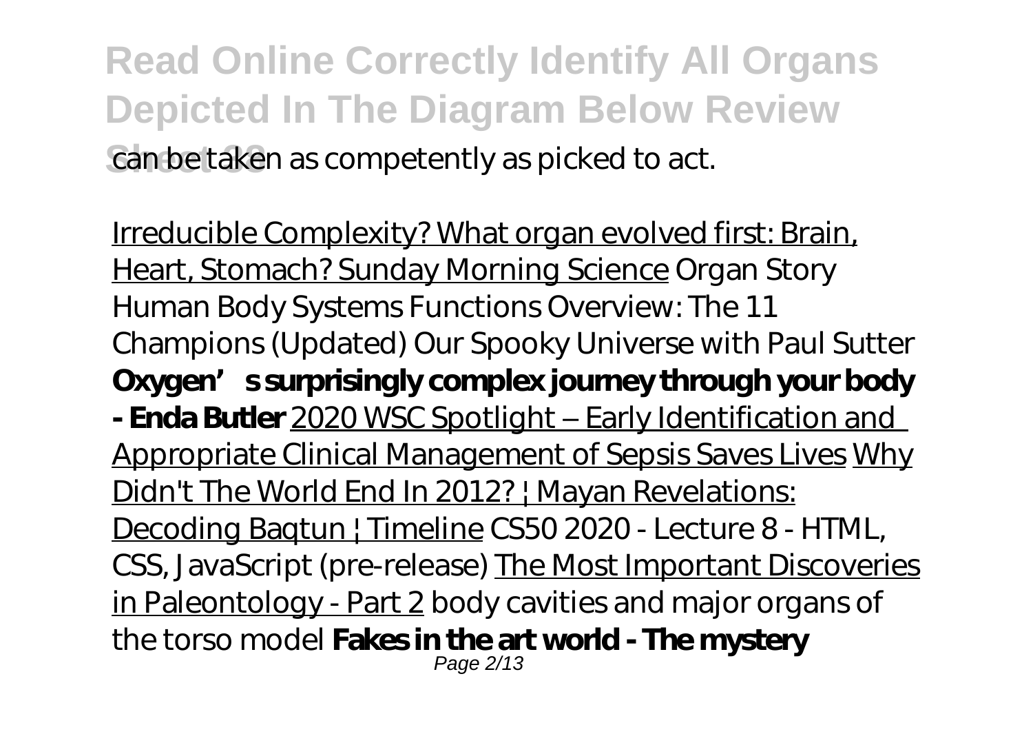can be taken as competently as picked to act.

Irreducible Complexity? What organ evolved first: Brain, Heart, Stomach? Sunday Morning Science *Organ Story Human Body Systems Functions Overview: The 11 Champions (Updated) Our Spooky Universe with Paul Sutter* **Oxygen's surprisingly complex journey through your body - Enda Butler** 2020 WSC Spotlight – Early Identification and Appropriate Clinical Management of Sepsis Saves Lives Why Didn't The World End In 2012? | Mayan Revelations: Decoding Baqtun | Timeline *CS50 2020 - Lecture 8 - HTML, CSS, JavaScript (pre-release)* The Most Important Discoveries in Paleontology - Part 2 *body cavities and major organs of the torso model* **Fakes in the art world - The mystery**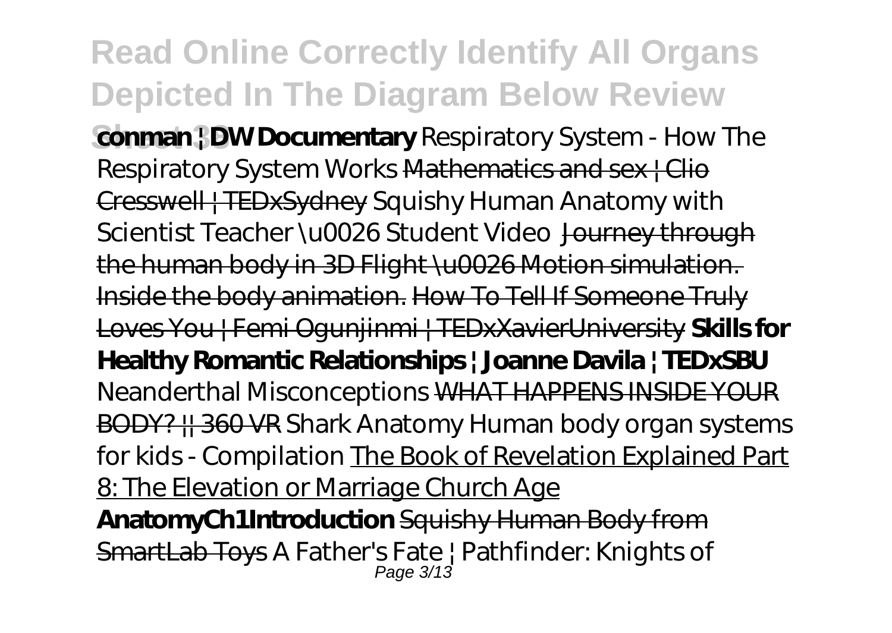**conman | DW Documentary** *Respiratory System - How The Respiratory System Works* Mathematics and sex | Clio Cresswell | TEDxSydney *Squishy Human Anatomy with Scientist Teacher \u0026 Student Video* Journey through the human body in 3D Flight \u0026 Motion simulation. Inside the body animation. How To Tell If Someone Truly Loves You | Femi Ogunjinmi | TEDxXavierUniversity **Skills for Healthy Romantic Relationships | Joanne Davila | TEDxSBU** *Neanderthal Misconceptions* WHAT HAPPENS INSIDE YOUR BODY? || 360 VR *Shark Anatomy* *Human body organ systems for kids - Compilation* The Book of Revelation Explained Part 8: The Elevation or Marriage Church Age **AnatomyCh1Introduction** Squishy Human Body from SmartLab Toys *A Father's Fate | Pathfinder: Knights of*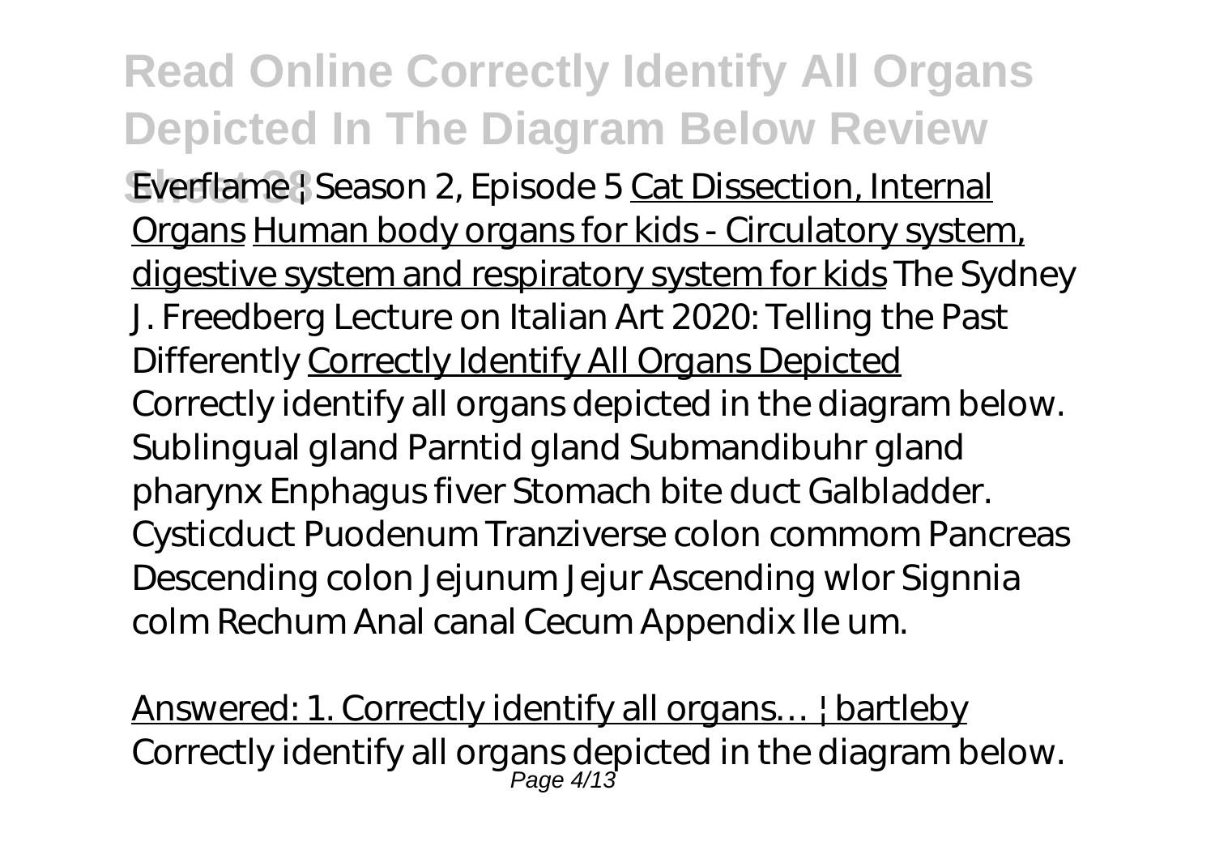Everflame | Season 2, Episode 5 Cat Dissection, Internal Organs Human body organs for kids - Circulatory system, digestive system and respiratory system for kids The Sydney J. Freedberg Lecture on Italian Art 2020: Telling the Past Differently Correctly Identify All Organs Depicted

Correctly identify all organs depicted in the diagram below. Sublingual gland Parntid gland Submandibuhr gland pharynx Enphagus fiver Stomach bite duct Galbladder. Cysticduct Puodenum Tranziverse colon commom Pancreas Descending colon Jejunum Jejur Ascending wlor Signnia colm Rechum Anal canal Cecum Appendix Ile um.

Answered: 1. Correctly identify all organs… | bartleby

Correctly identify all organs depicted in the diagram below.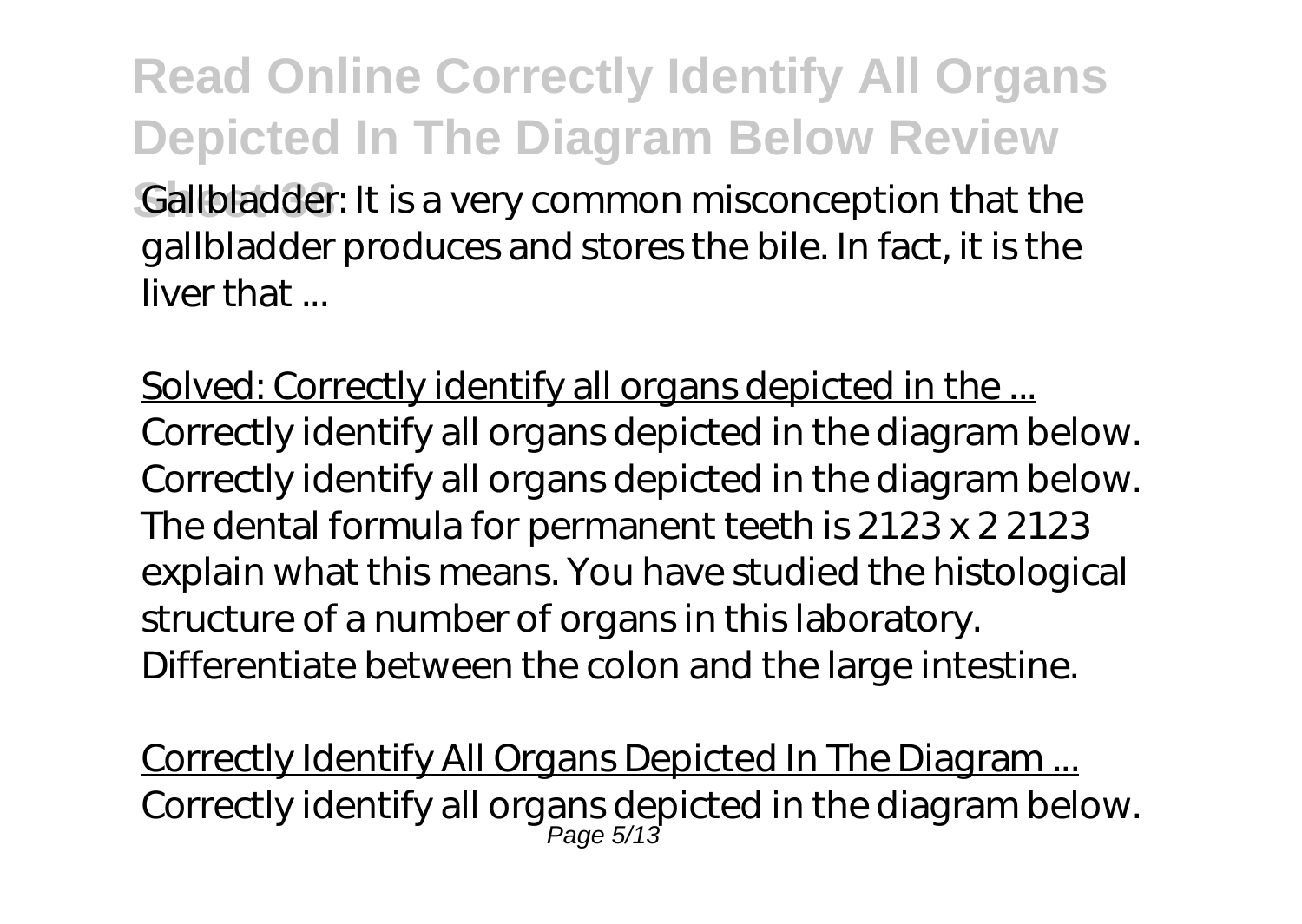Gallbladder: It is a very common misconception that the gallbladder produces and stores the bile. In fact, it is the liver that ...

Solved: Correctly identify all organs depicted in the ...

Correctly identify all organs depicted in the diagram below. Correctly identify all organs depicted in the diagram below. The dental formula for permanent teeth is 2123 x 2 2123 explain what this means. You have studied the histological structure of a number of organs in this laboratory. Differentiate between the colon and the large intestine.

Correctly Identify All Organs Depicted In The Diagram ...

Correctly identify all organs depicted in the diagram below.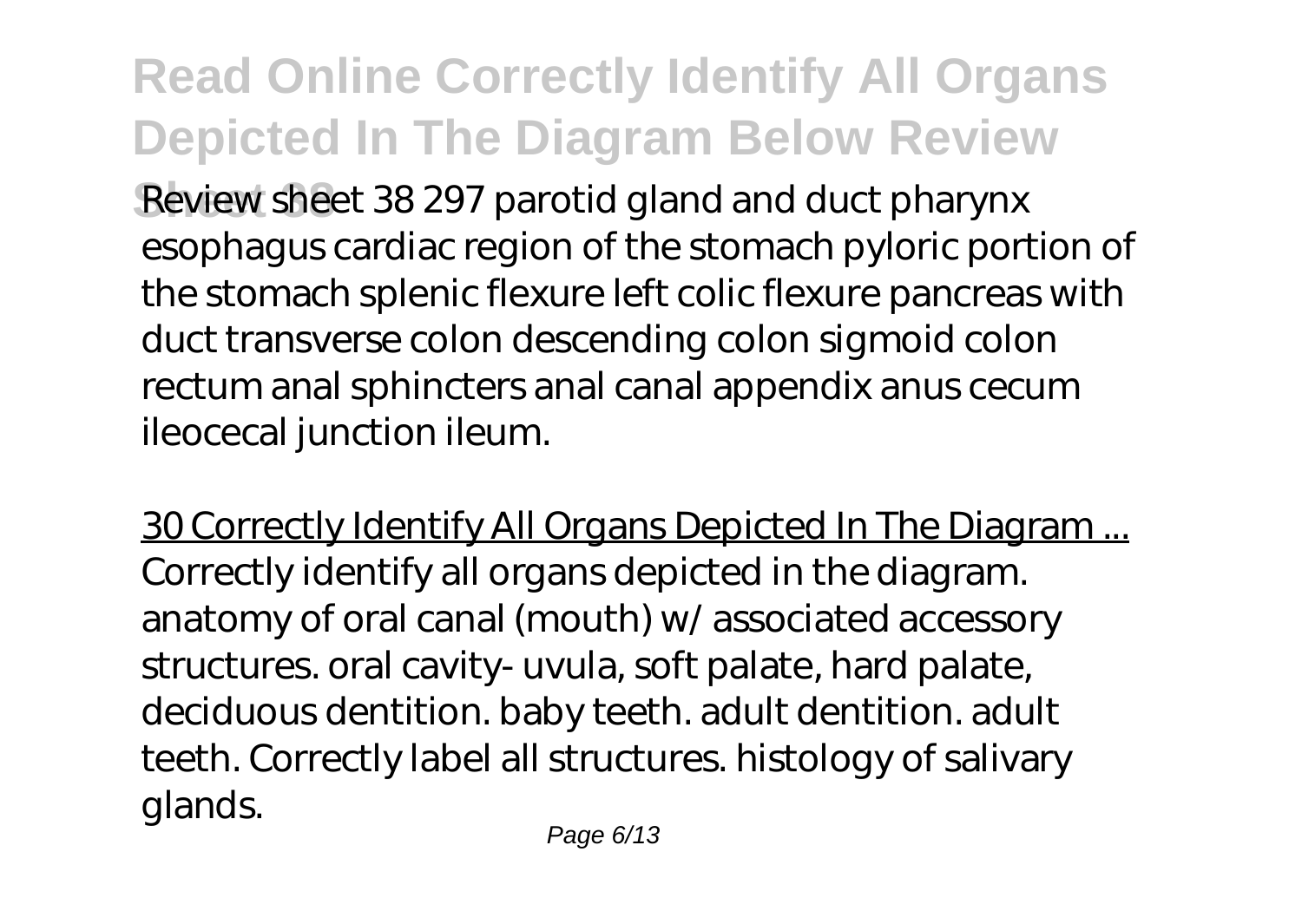Review sheet 38 297 parotid gland and duct pharynx esophagus cardiac region of the stomach pyloric portion of the stomach splenic flexure left colic flexure pancreas with duct transverse colon descending colon sigmoid colon rectum anal sphincters anal canal appendix anus cecum ileocecal junction ileum.

30 Correctly Identify All Organs Depicted In The Diagram ...

Correctly identify all organs depicted in the diagram. anatomy of oral canal (mouth) w/ associated accessory structures. oral cavity- uvula, soft palate, hard palate, deciduous dentition. baby teeth. adult dentition. adult teeth. Correctly label all structures. histology of salivary glands.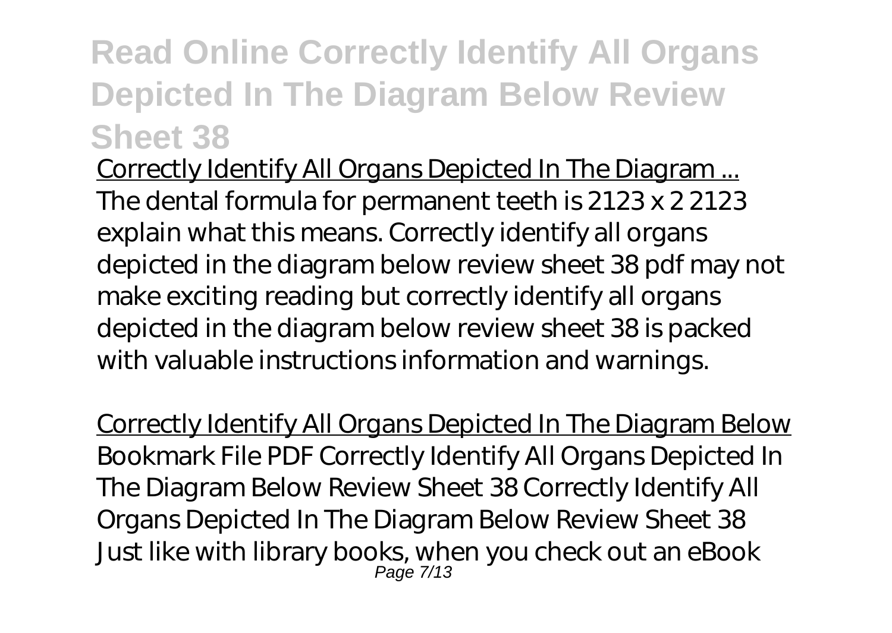Correctly Identify All Organs Depicted In The Diagram ...

The dental formula for permanent teeth is 2123 x 2 2123 explain what this means. Correctly identify all organs depicted in the diagram below review sheet 38 pdf may not make exciting reading but correctly identify all organs depicted in the diagram below review sheet 38 is packed with valuable instructions information and warnings.

Correctly Identify All Organs Depicted In The Diagram Below

Bookmark File PDF Correctly Identify All Organs Depicted In The Diagram Below Review Sheet 38 Correctly Identify All Organs Depicted In The Diagram Below Review Sheet 38 Just like with library books, when you check out an eBook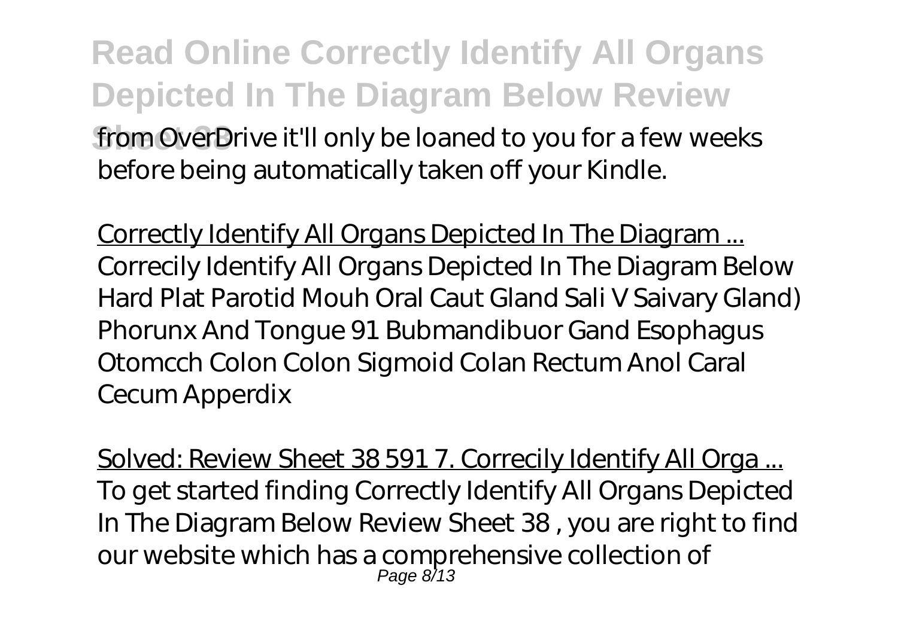from OverDrive it'll only be loaned to you for a few weeks before being automatically taken off your Kindle.

Correctly Identify All Organs Depicted In The Diagram ...
Correcily Identify All Organs Depicted In The Diagram Below Hard Plat Parotid Mouh Oral Caut Gland Sali V Saivary Gland) Phorunx And Tongue 91 Bubmandibuor Gand Esophagus Otomcch Colon Colon Sigmoid Colan Rectum Anol Caral Cecum Apperdix

Solved: Review Sheet 38 591 7. Correcily Identify All Orga ...
To get started finding Correctly Identify All Organs Depicted In The Diagram Below Review Sheet 38 , you are right to find our website which has a comprehensive collection of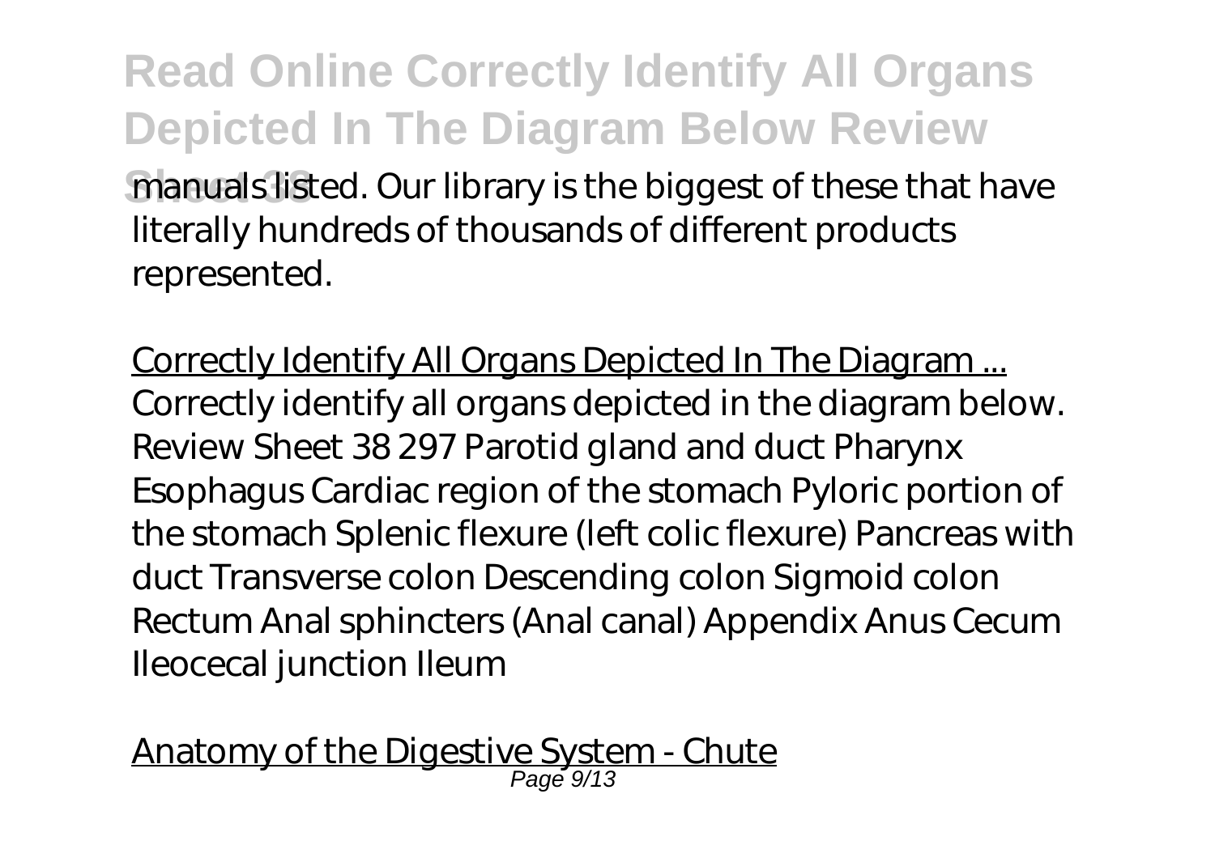manuals listed. Our library is the biggest of these that have literally hundreds of thousands of different products represented.

Correctly Identify All Organs Depicted In The Diagram ...

Correctly identify all organs depicted in the diagram below. Review Sheet 38 297 Parotid gland and duct Pharynx Esophagus Cardiac region of the stomach Pyloric portion of the stomach Splenic flexure (left colic flexure) Pancreas with duct Transverse colon Descending colon Sigmoid colon Rectum Anal sphincters (Anal canal) Appendix Anus Cecum Ileocecal junction Ileum

Anatomy of the Digestive System - Chute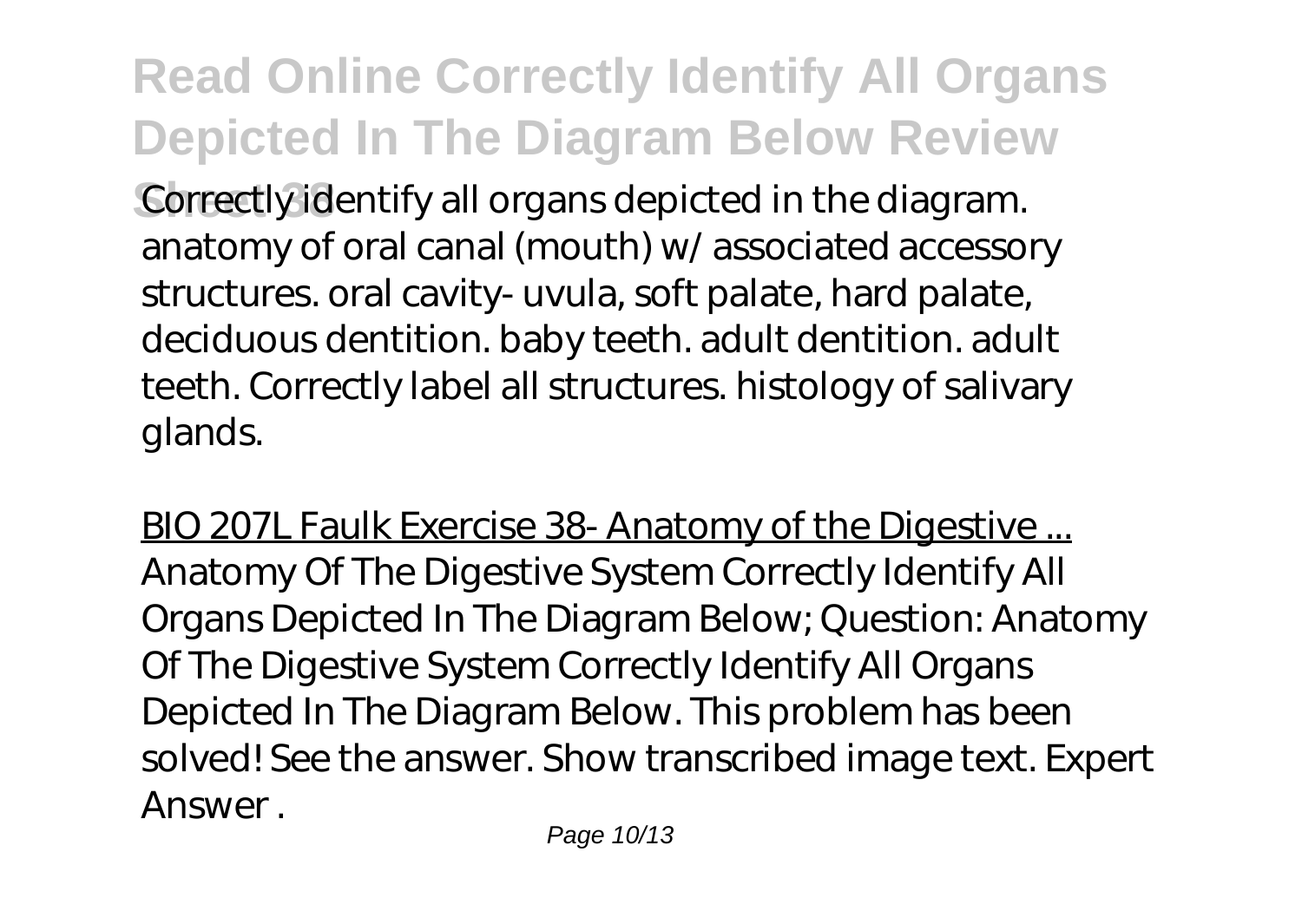Correctly identify all organs depicted in the diagram. anatomy of oral canal (mouth) w/ associated accessory structures. oral cavity- uvula, soft palate, hard palate, deciduous dentition. baby teeth. adult dentition. adult teeth. Correctly label all structures. histology of salivary glands.

BIO 207L Faulk Exercise 38- Anatomy of the Digestive ...
Anatomy Of The Digestive System Correctly Identify All Organs Depicted In The Diagram Below; Question: Anatomy Of The Digestive System Correctly Identify All Organs Depicted In The Diagram Below. This problem has been solved! See the answer. Show transcribed image text. Expert Answer .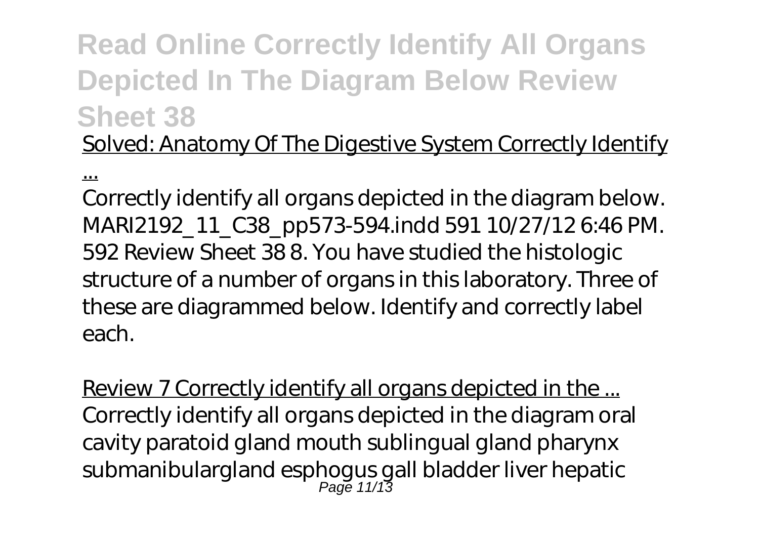## Read Online Correctly Identify All Organs Depicted In The Diagram Below Review Sheet 38

Solved: Anatomy Of The Digestive System Correctly Identify ...

Correctly identify all organs depicted in the diagram below. MARI2192_11_C38_pp573-594.indd 591 10/27/12 6:46 PM. 592 Review Sheet 38 8. You have studied the histologic structure of a number of organs in this laboratory. Three of these are diagrammed below. Identify and correctly label each.

Review 7 Correctly identify all organs depicted in the ...

Correctly identify all organs depicted in the diagram oral cavity paratoid gland mouth sublingual gland pharynx submanibulargland esphogus gall bladder liver hepatic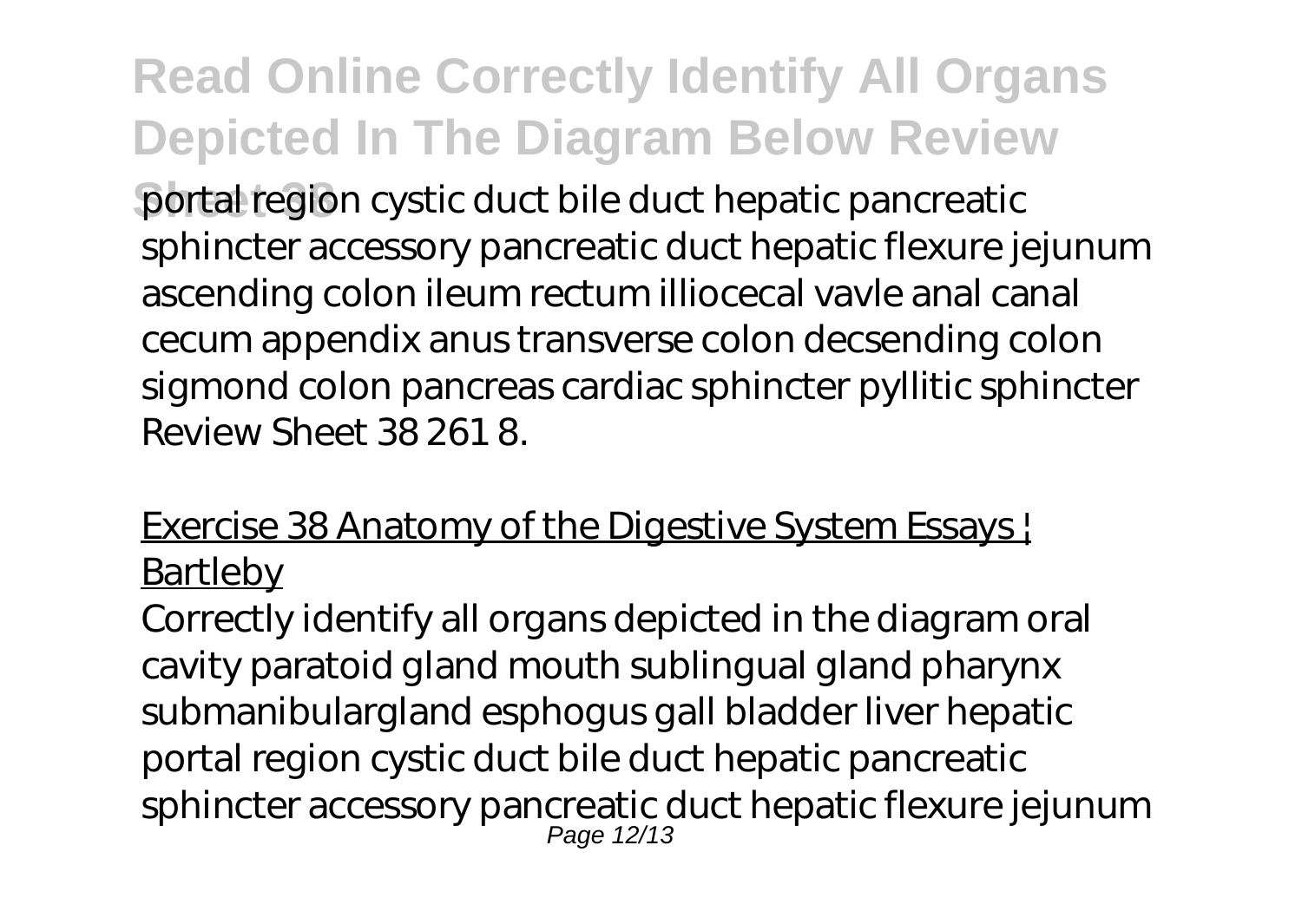portal region cystic duct bile duct hepatic pancreatic sphincter accessory pancreatic duct hepatic flexure jejunum ascending colon ileum rectum illiocecal vavle anal canal cecum appendix anus transverse colon decsending colon sigmond colon pancreas cardiac sphincter pyllitic sphincter Review Sheet 38 261 8.

## Exercise 38 Anatomy of the Digestive System Essays | Bartleby

Correctly identify all organs depicted in the diagram oral cavity paratoid gland mouth sublingual gland pharynx submanibulargland esphogus gall bladder liver hepatic portal region cystic duct bile duct hepatic pancreatic sphincter accessory pancreatic duct hepatic flexure jejunum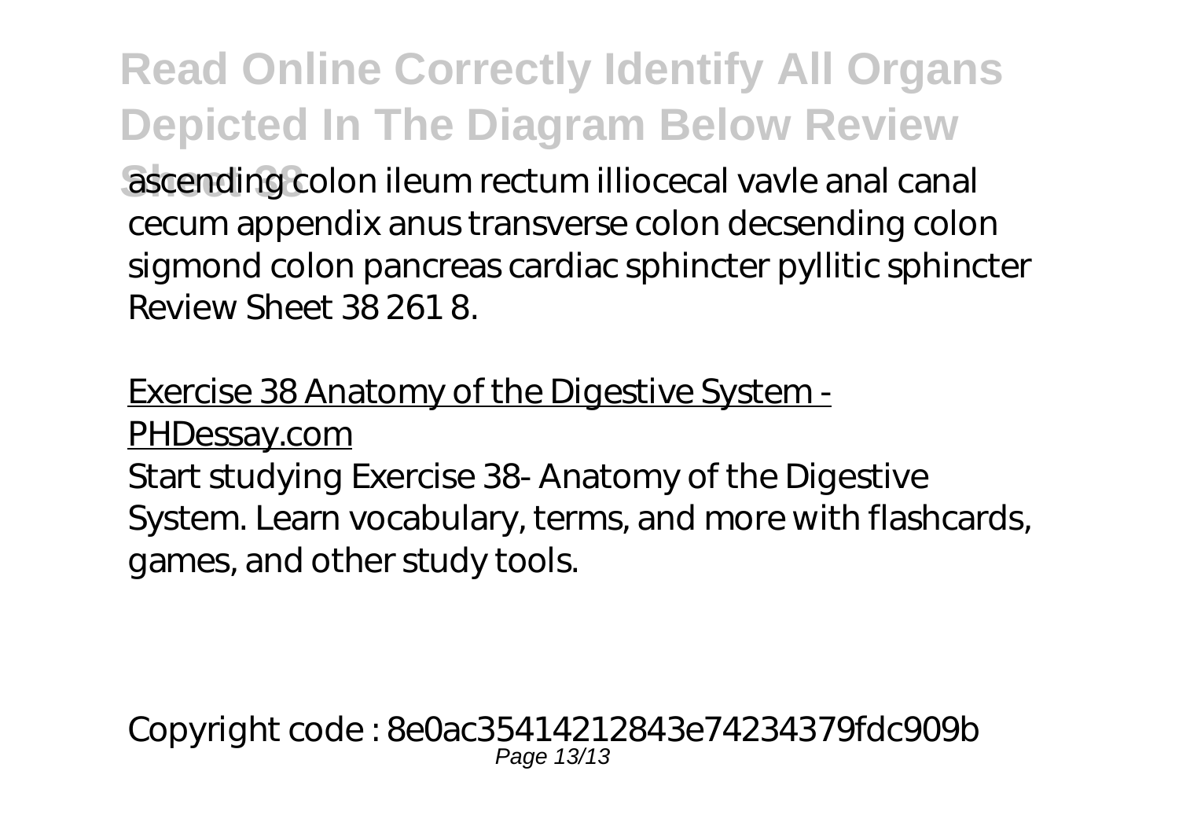ascending colon ileum rectum illiocecal vavle anal canal cecum appendix anus transverse colon decsending colon sigmond colon pancreas cardiac sphincter pyllitic sphincter Review Sheet 38 261 8.

Exercise 38 Anatomy of the Digestive System - PHDessay.com

Start studying Exercise 38- Anatomy of the Digestive System. Learn vocabulary, terms, and more with flashcards, games, and other study tools.

Copyright code : 8e0ac35414212843e74234379fdc909b